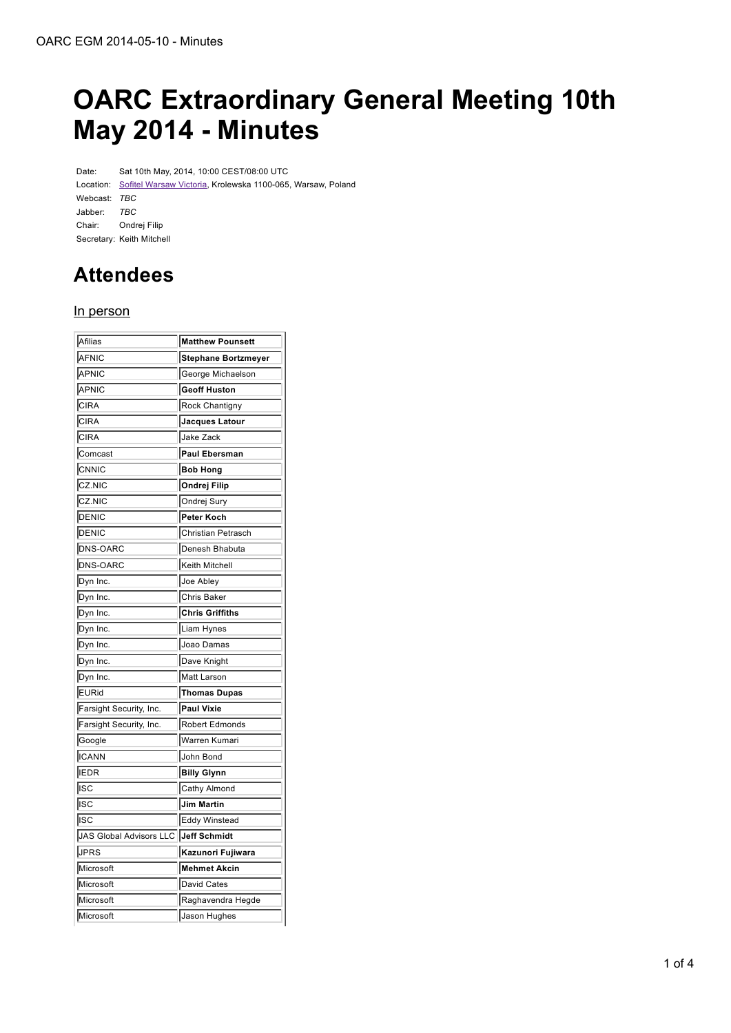# OARC Extraordinary General Meeting 10th May 2014 - Minutes

| | |
|---|---|
| Date: | Sat 10th May, 2014, 10:00 CEST/08:00 UTC |
| Location: | Sofitel Warsaw Victoria, Krolewska 1100-065, Warsaw, Poland |
| Webcast: | *TBC* |
| Jabber: | *TBC* |
| Chair: | Ondrej Filip |
| Secretary: | Keith Mitchell |

## Attendees

### In person

| | |
|---|---|
| Afilias | **Matthew Pounsett** |
| AFNIC | **Stephane Bortzmeyer** |
| APNIC | George Michaelson |
| APNIC | **Geoff Huston** |
| CIRA | Rock Chantigny |
| CIRA | **Jacques Latour** |
| CIRA | Jake Zack |
| Comcast | **Paul Ebersman** |
| CNNIC | **Bob Hong** |
| CZ.NIC | **Ondrej Filip** |
| CZ.NIC | Ondrej Sury |
| DENIC | **Peter Koch** |
| DENIC | Christian Petrasch |
| DNS-OARC | Denesh Bhabuta |
| DNS-OARC | Keith Mitchell |
| Dyn Inc. | Joe Abley |
| Dyn Inc. | Chris Baker |
| Dyn Inc. | **Chris Griffiths** |
| Dyn Inc. | Liam Hynes |
| Dyn Inc. | Joao Damas |
| Dyn Inc. | Dave Knight |
| Dyn Inc. | Matt Larson |
| EURid | **Thomas Dupas** |
| Farsight Security, Inc. | **Paul Vixie** |
| Farsight Security, Inc. | Robert Edmonds |
| Google | Warren Kumari |
| ICANN | John Bond |
| IEDR | **Billy Glynn** |
| ISC | Cathy Almond |
| ISC | **Jim Martin** |
| ISC | Eddy Winstead |
| JAS Global Advisors LLC | **Jeff Schmidt** |
| JPRS | **Kazunori Fujiwara** |
| Microsoft | **Mehmet Akcin** |
| Microsoft | David Cates |
| Microsoft | Raghavendra Hegde |
| Microsoft | Jason Hughes |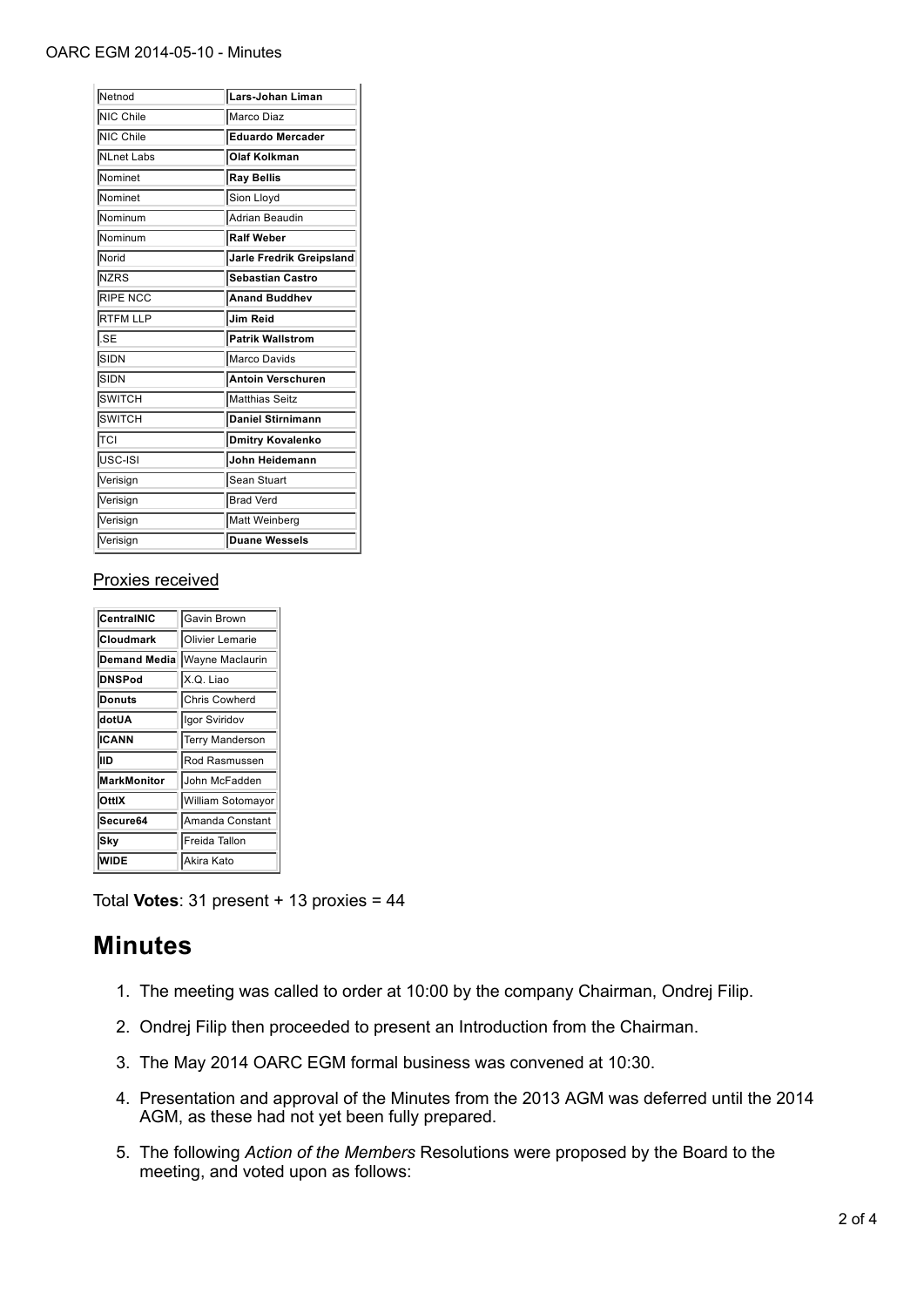| | |
|---|---|
| Netnod | **Lars-Johan Liman** |
| NIC Chile | Marco Diaz |
| NIC Chile | **Eduardo Mercader** |
| NLnet Labs | **Olaf Kolkman** |
| Nominet | **Ray Bellis** |
| Nominet | Sion Lloyd |
| Nominum | Adrian Beaudin |
| Nominum | **Ralf Weber** |
| Norid | **Jarle Fredrik Greipsland** |
| NZRS | **Sebastian Castro** |
| RIPE NCC | **Anand Buddhev** |
| RTFM LLP | **Jim Reid** |
| .SE | **Patrik Wallstrom** |
| SIDN | Marco Davids |
| SIDN | **Antoin Verschuren** |
| SWITCH | Matthias Seitz |
| SWITCH | **Daniel Stirnimann** |
| TCI | **Dmitry Kovalenko** |
| USC-ISI | **John Heidemann** |
| Verisign | Sean Stuart |
| Verisign | Brad Verd |
| Verisign | Matt Weinberg |
| Verisign | **Duane Wessels** |

Proxies received

| | |
|---|---|
| **CentralNIC** | Gavin Brown |
| **Cloudmark** | Olivier Lemarie |
| **Demand Media** | Wayne Maclaurin |
| **DNSPod** | X.Q. Liao |
| **Donuts** | Chris Cowherd |
| **dotUA** | Igor Sviridov |
| **ICANN** | Terry Manderson |
| **IID** | Rod Rasmussen |
| **MarkMonitor** | John McFadden |
| **OttIX** | William Sotomayor |
| **Secure64** | Amanda Constant |
| **Sky** | Freida Tallon |
| **WIDE** | Akira Kato |

Total **Votes**: 31 present + 13 proxies = 44

# Minutes

1. The meeting was called to order at 10:00 by the company Chairman, Ondrej Filip.
2. Ondrej Filip then proceeded to present an Introduction from the Chairman.
3. The May 2014 OARC EGM formal business was convened at 10:30.
4. Presentation and approval of the Minutes from the 2013 AGM was deferred until the 2014 AGM, as these had not yet been fully prepared.
5. The following *Action of the Members* Resolutions were proposed by the Board to the meeting, and voted upon as follows: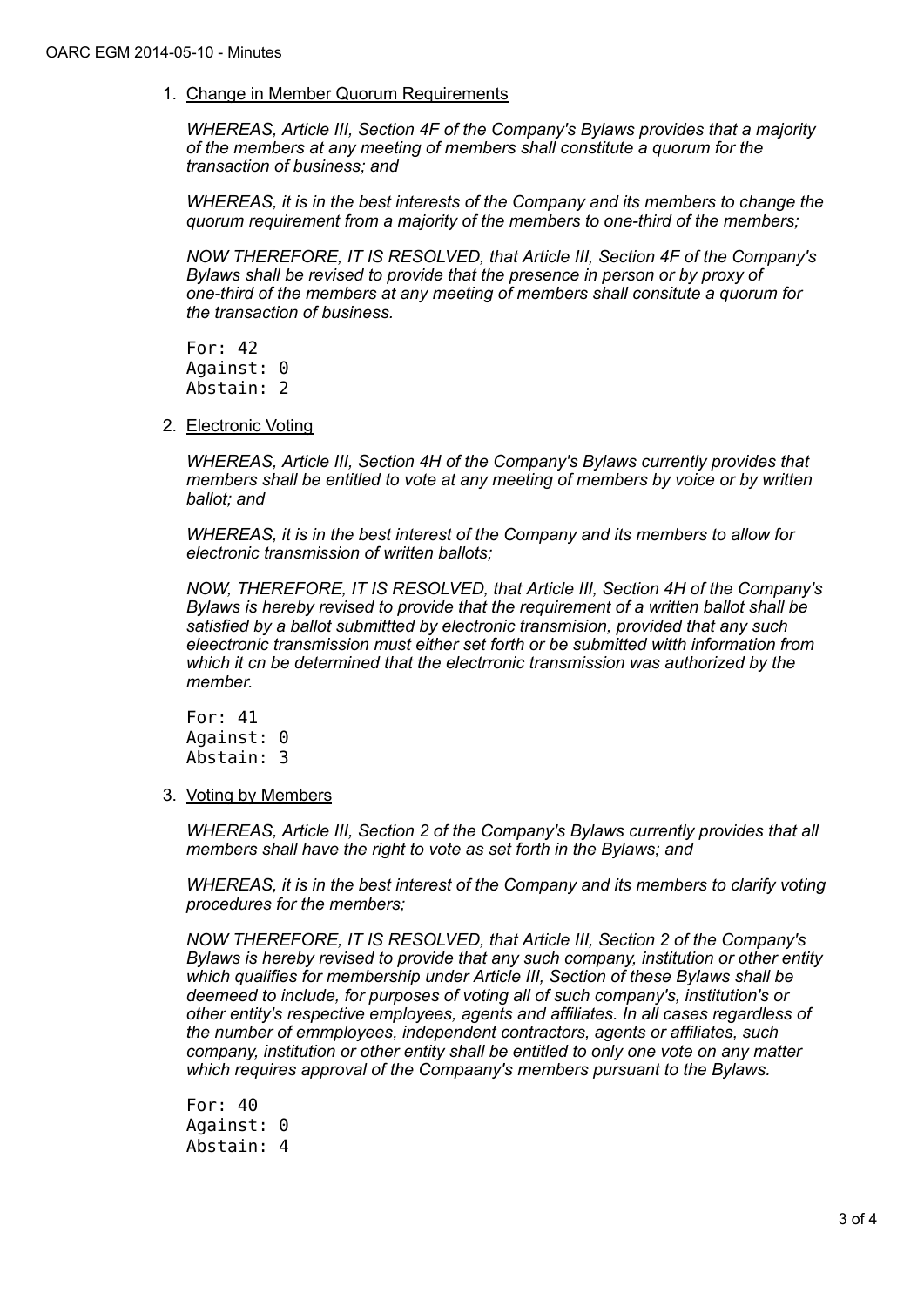1. Change in Member Quorum Requirements

   *WHEREAS, Article III, Section 4F of the Company's Bylaws provides that a majority of the members at any meeting of members shall constitute a quorum for the transaction of business; and*

   *WHEREAS, it is in the best interests of the Company and its members to change the quorum requirement from a majority of the members to one-third of the members;*

   *NOW THEREFORE, IT IS RESOLVED, that Article III, Section 4F of the Company's Bylaws shall be revised to provide that the presence in person or by proxy of one-third of the members at any meeting of members shall consitute a quorum for the transaction of business.*

   ```
   For: 42
   Against: 0
   Abstain: 2
   ```

2. Electronic Voting

   *WHEREAS, Article III, Section 4H of the Company's Bylaws currently provides that members shall be entitled to vote at any meeting of members by voice or by written ballot; and*

   *WHEREAS, it is in the best interest of the Company and its members to allow for electronic transmission of written ballots;*

   *NOW, THEREFORE, IT IS RESOLVED, that Article III, Section 4H of the Company's Bylaws is hereby revised to provide that the requirement of a written ballot shall be satisfied by a ballot submittted by electronic transmision, provided that any such eleectronic transmission must either set forth or be submitted witth information from which it cn be determined that the electrronic transmission was authorized by the member.*

   ```
   For: 41
   Against: 0
   Abstain: 3
   ```

3. Voting by Members

   *WHEREAS, Article III, Section 2 of the Company's Bylaws currently provides that all members shall have the right to vote as set forth in the Bylaws; and*

   *WHEREAS, it is in the best interest of the Company and its members to clarify voting procedures for the members;*

   *NOW THEREFORE, IT IS RESOLVED, that Article III, Section 2 of the Company's Bylaws is hereby revised to provide that any such company, institution or other entity which qualifies for membership under Article III, Section of these Bylaws shall be deemeed to include, for purposes of voting all of such company's, institution's or other entity's respective employees, agents and affiliates. In all cases regardless of the number of emmployees, independent contractors, agents or affiliates, such company, institution or other entity shall be entitled to only one vote on any matter which requires approval of the Compaany's members pursuant to the Bylaws.*

   ```
   For: 40
   Against: 0
   Abstain: 4
   ```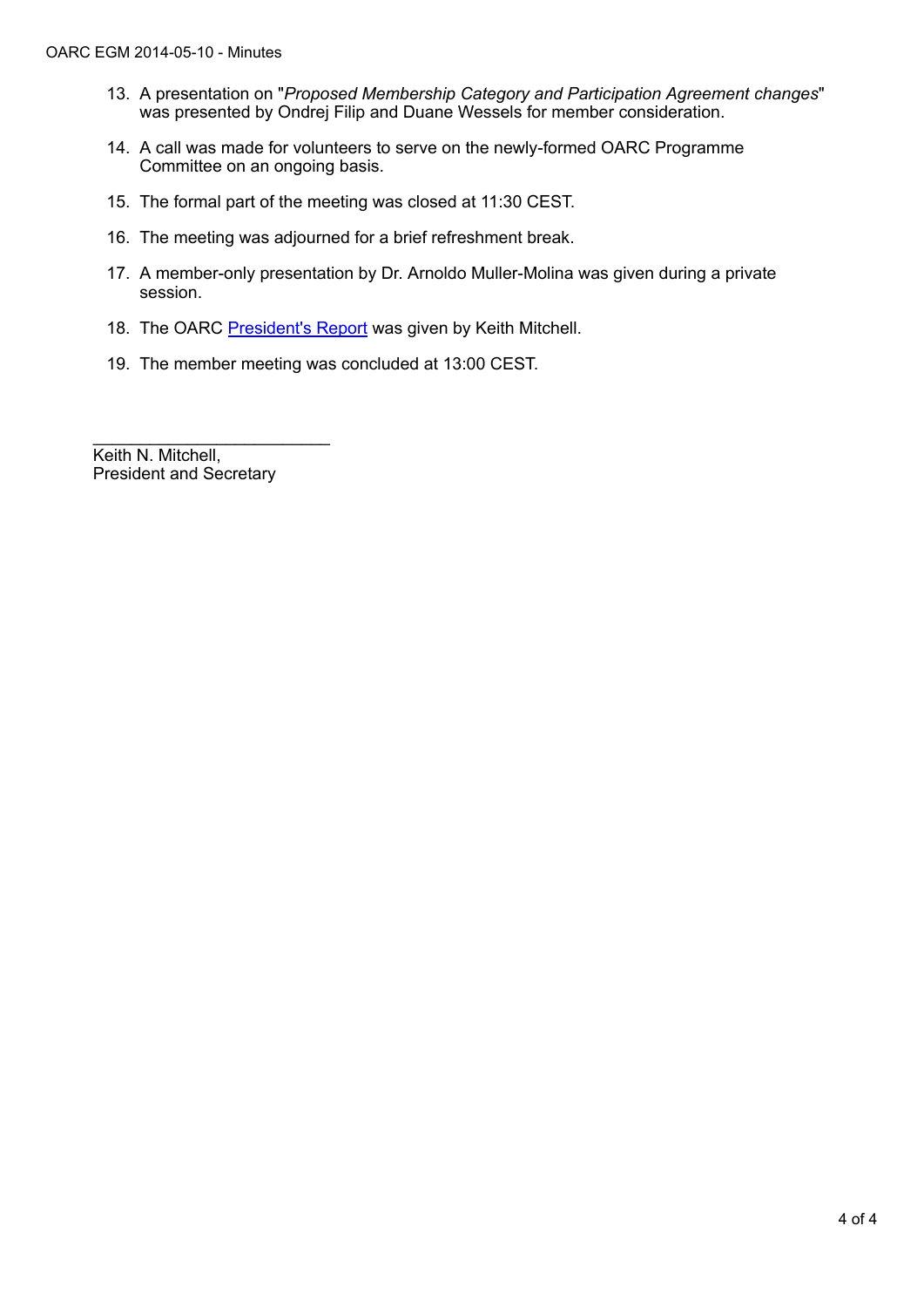13. A presentation on "*Proposed Membership Category and Participation Agreement changes*" was presented by Ondrej Filip and Duane Wessels for member consideration.

14. A call was made for volunteers to serve on the newly-formed OARC Programme Committee on an ongoing basis.

15. The formal part of the meeting was closed at 11:30 CEST.

16. The meeting was adjourned for a brief refreshment break.

17. A member-only presentation by Dr. Arnoldo Muller-Molina was given during a private session.

18. The OARC President's Report was given by Keith Mitchell.

19. The member meeting was concluded at 13:00 CEST.

\_\_\_\_\_\_\_\_\_\_\_\_\_\_\_\_\_\_\_\_\_\_\_\_\_\_\_

Keith N. Mitchell,
President and Secretary